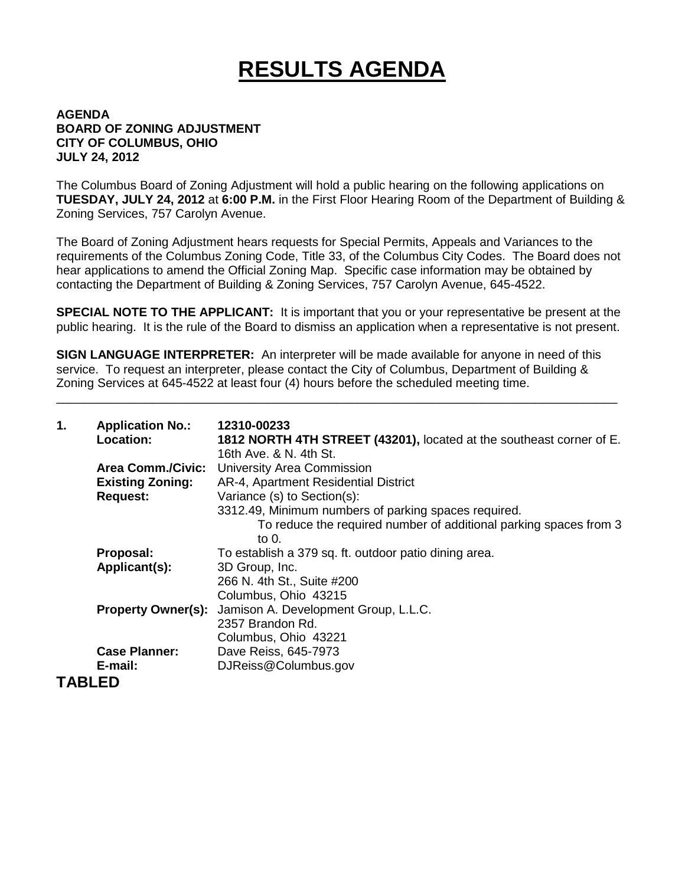# RESULTS AGENDA

**AGENDA**
**BOARD OF ZONING ADJUSTMENT**
**CITY OF COLUMBUS, OHIO**
**JULY 24, 2012**

The Columbus Board of Zoning Adjustment will hold a public hearing on the following applications on **TUESDAY, JULY 24, 2012** at **6:00 P.M.** in the First Floor Hearing Room of the Department of Building & Zoning Services, 757 Carolyn Avenue.

The Board of Zoning Adjustment hears requests for Special Permits, Appeals and Variances to the requirements of the Columbus Zoning Code, Title 33, of the Columbus City Codes. The Board does not hear applications to amend the Official Zoning Map. Specific case information may be obtained by contacting the Department of Building & Zoning Services, 757 Carolyn Avenue, 645-4522.

**SPECIAL NOTE TO THE APPLICANT:** It is important that you or your representative be present at the public hearing. It is the rule of the Board to dismiss an application when a representative is not present.

**SIGN LANGUAGE INTERPRETER:** An interpreter will be made available for anyone in need of this service. To request an interpreter, please contact the City of Columbus, Department of Building & Zoning Services at 645-4522 at least four (4) hours before the scheduled meeting time.

---

1. **Application No.:** **12310-00233**
   **Location:** **1812 NORTH 4TH STREET (43201),** located at the southeast corner of E. 16th Ave. & N. 4th St.
   **Area Comm./Civic:** University Area Commission
   **Existing Zoning:** AR-4, Apartment Residential District
   **Request:** Variance (s) to Section(s):
   3312.49, Minimum numbers of parking spaces required.
   To reduce the required number of additional parking spaces from 3 to 0.
   **Proposal:** To establish a 379 sq. ft. outdoor patio dining area.
   **Applicant(s):** 3D Group, Inc.
   266 N. 4th St., Suite #200
   Columbus, Ohio 43215
   **Property Owner(s):** Jamison A. Development Group, L.L.C.
   2357 Brandon Rd.
   Columbus, Ohio 43221
   **Case Planner:** Dave Reiss, 645-7973
   **E-mail:** DJReiss@Columbus.gov

**TABLED**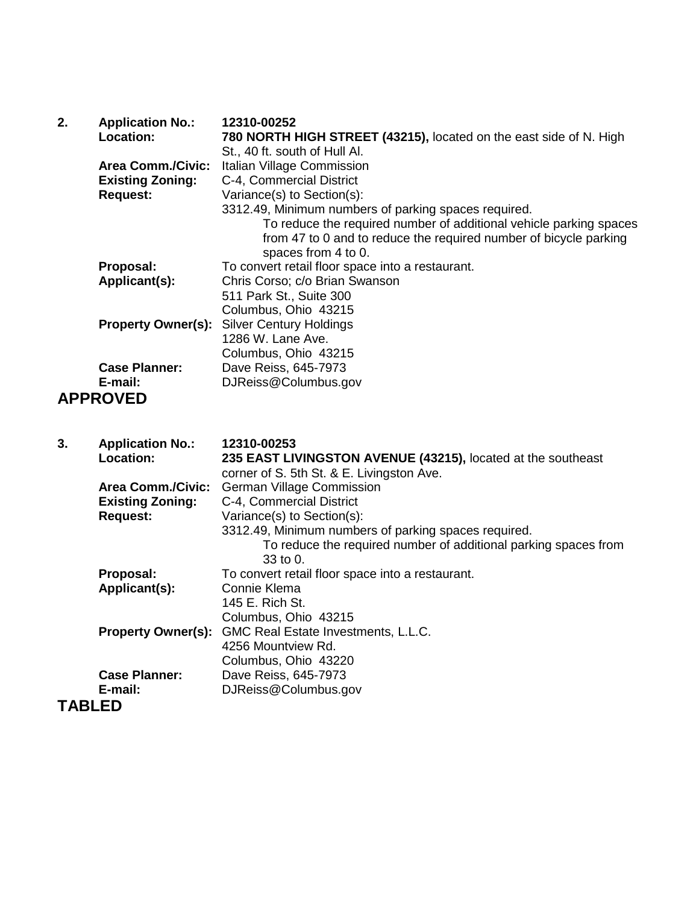**2.** **Application No.:** **12310-00252**

**Location:** **780 NORTH HIGH STREET (43215),** located on the east side of N. High St., 40 ft. south of Hull Al.

**Area Comm./Civic:** Italian Village Commission

**Existing Zoning:** C-4, Commercial District

**Request:** Variance(s) to Section(s):

3312.49, Minimum numbers of parking spaces required.

To reduce the required number of additional vehicle parking spaces from 47 to 0 and to reduce the required number of bicycle parking spaces from 4 to 0.

**Proposal:** To convert retail floor space into a restaurant.

**Applicant(s):** Chris Corso; c/o Brian Swanson
511 Park St., Suite 300
Columbus, Ohio 43215

**Property Owner(s):** Silver Century Holdings
1286 W. Lane Ave.
Columbus, Ohio 43215

**Case Planner:** Dave Reiss, 645-7973

**E-mail:** DJReiss@Columbus.gov

**APPROVED**

**3.** **Application No.:** **12310-00253**

**Location:** **235 EAST LIVINGSTON AVENUE (43215),** located at the southeast corner of S. 5th St. & E. Livingston Ave.

**Area Comm./Civic:** German Village Commission

**Existing Zoning:** C-4, Commercial District

**Request:** Variance(s) to Section(s):

3312.49, Minimum numbers of parking spaces required.

To reduce the required number of additional parking spaces from 33 to 0.

**Proposal:** To convert retail floor space into a restaurant.

**Applicant(s):** Connie Klema
145 E. Rich St.
Columbus, Ohio 43215

**Property Owner(s):** GMC Real Estate Investments, L.L.C.
4256 Mountview Rd.
Columbus, Ohio 43220

**Case Planner:** Dave Reiss, 645-7973

**E-mail:** DJReiss@Columbus.gov

**TABLED**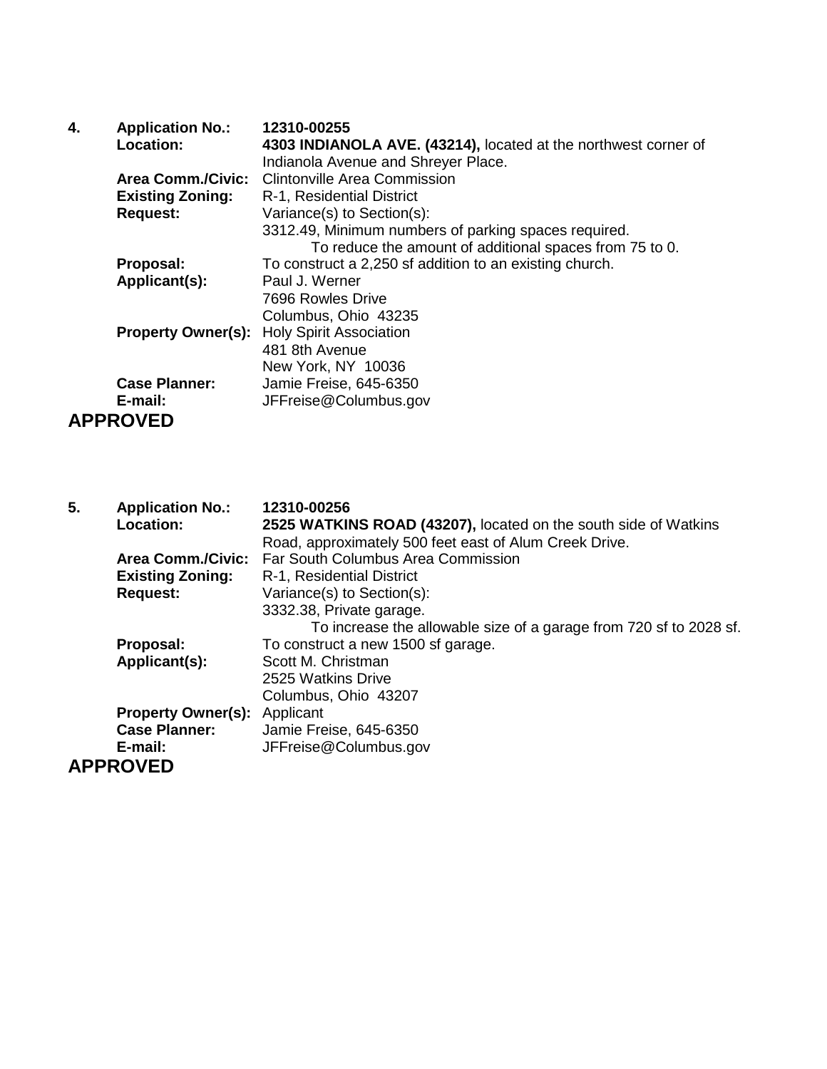**4.** **Application No.:** **12310-00255**

**Location:** **4303 INDIANOLA AVE. (43214),** located at the northwest corner of Indianola Avenue and Shreyer Place.

**Area Comm./Civic:** Clintonville Area Commission

**Existing Zoning:** R-1, Residential District

**Request:** Variance(s) to Section(s):

3312.49, Minimum numbers of parking spaces required.

To reduce the amount of additional spaces from 75 to 0.

**Proposal:** To construct a 2,250 sf addition to an existing church.

**Applicant(s):** Paul J. Werner
7696 Rowles Drive
Columbus, Ohio 43235

**Property Owner(s):** Holy Spirit Association
481 8th Avenue
New York, NY 10036

**Case Planner:** Jamie Freise, 645-6350

**E-mail:** JFFreise@Columbus.gov

**APPROVED**

**5.** **Application No.:** **12310-00256**

**Location:** **2525 WATKINS ROAD (43207),** located on the south side of Watkins Road, approximately 500 feet east of Alum Creek Drive.

**Area Comm./Civic:** Far South Columbus Area Commission

**Existing Zoning:** R-1, Residential District

**Request:** Variance(s) to Section(s):

3332.38, Private garage.

To increase the allowable size of a garage from 720 sf to 2028 sf.

**Proposal:** To construct a new 1500 sf garage.

**Applicant(s):** Scott M. Christman
2525 Watkins Drive
Columbus, Ohio 43207

**Property Owner(s):** Applicant

**Case Planner:** Jamie Freise, 645-6350

**E-mail:** JFFreise@Columbus.gov

**APPROVED**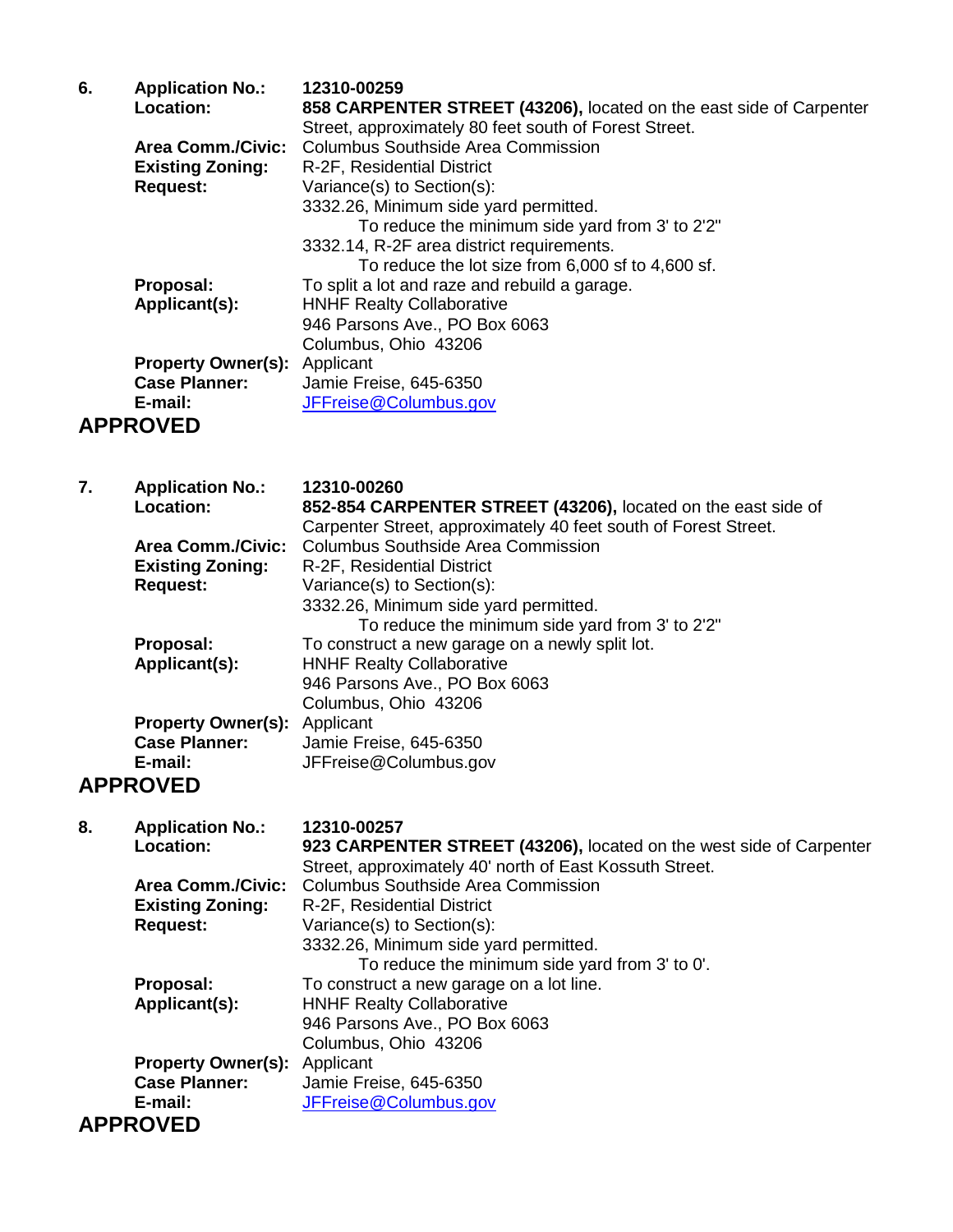**6.** **Application No.:** **12310-00259**

**Location:** **858 CARPENTER STREET (43206),** located on the east side of Carpenter Street, approximately 80 feet south of Forest Street.

**Area Comm./Civic:** Columbus Southside Area Commission

**Existing Zoning:** R-2F, Residential District

**Request:** Variance(s) to Section(s):

3332.26, Minimum side yard permitted.
To reduce the minimum side yard from 3' to 2'2"

3332.14, R-2F area district requirements.
To reduce the lot size from 6,000 sf to 4,600 sf.

**Proposal:** To split a lot and raze and rebuild a garage.

**Applicant(s):** HNHF Realty Collaborative
946 Parsons Ave., PO Box 6063
Columbus, Ohio 43206

**Property Owner(s):** Applicant

**Case Planner:** Jamie Freise, 645-6350

**E-mail:** JFFreise@Columbus.gov

## APPROVED

**7.** **Application No.:** **12310-00260**

**Location:** **852-854 CARPENTER STREET (43206),** located on the east side of Carpenter Street, approximately 40 feet south of Forest Street.

**Area Comm./Civic:** Columbus Southside Area Commission

**Existing Zoning:** R-2F, Residential District

**Request:** Variance(s) to Section(s):

3332.26, Minimum side yard permitted.
To reduce the minimum side yard from 3' to 2'2"

**Proposal:** To construct a new garage on a newly split lot.

**Applicant(s):** HNHF Realty Collaborative
946 Parsons Ave., PO Box 6063
Columbus, Ohio 43206

**Property Owner(s):** Applicant

**Case Planner:** Jamie Freise, 645-6350

**E-mail:** JFFreise@Columbus.gov

## APPROVED

**8.** **Application No.:** **12310-00257**

**Location:** **923 CARPENTER STREET (43206),** located on the west side of Carpenter Street, approximately 40' north of East Kossuth Street.

**Area Comm./Civic:** Columbus Southside Area Commission

**Existing Zoning:** R-2F, Residential District

**Request:** Variance(s) to Section(s):

3332.26, Minimum side yard permitted.
To reduce the minimum side yard from 3' to 0'.

**Proposal:** To construct a new garage on a lot line.

**Applicant(s):** HNHF Realty Collaborative
946 Parsons Ave., PO Box 6063
Columbus, Ohio 43206

**Property Owner(s):** Applicant

**Case Planner:** Jamie Freise, 645-6350

**E-mail:** JFFreise@Columbus.gov

## APPROVED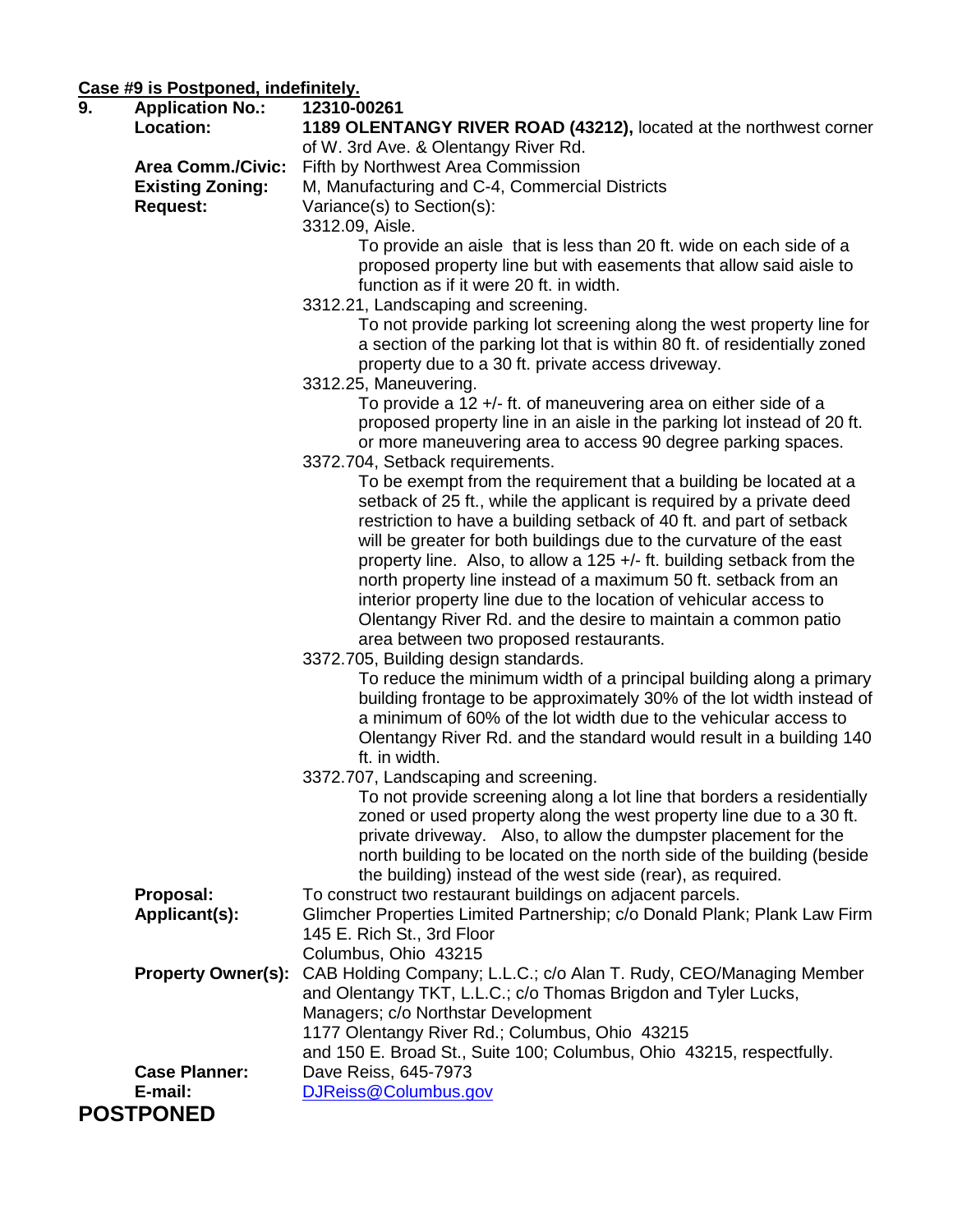**Case #9 is Postponed, indefinitely.**

**9. Application No.:** **12310-00261**

**Location:** **1189 OLENTANGY RIVER ROAD (43212),** located at the northwest corner of W. 3rd Ave. & Olentangy River Rd.

**Area Comm./Civic:** Fifth by Northwest Area Commission

**Existing Zoning:** M, Manufacturing and C-4, Commercial Districts

**Request:** Variance(s) to Section(s):

3312.09, Aisle.

To provide an aisle that is less than 20 ft. wide on each side of a proposed property line but with easements that allow said aisle to function as if it were 20 ft. in width.

3312.21, Landscaping and screening.

To not provide parking lot screening along the west property line for a section of the parking lot that is within 80 ft. of residentially zoned property due to a 30 ft. private access driveway.

3312.25, Maneuvering.

To provide a 12 +/- ft. of maneuvering area on either side of a proposed property line in an aisle in the parking lot instead of 20 ft. or more maneuvering area to access 90 degree parking spaces.

3372.704, Setback requirements.

To be exempt from the requirement that a building be located at a setback of 25 ft., while the applicant is required by a private deed restriction to have a building setback of 40 ft. and part of setback will be greater for both buildings due to the curvature of the east property line. Also, to allow a 125 +/- ft. building setback from the north property line instead of a maximum 50 ft. setback from an interior property line due to the location of vehicular access to Olentangy River Rd. and the desire to maintain a common patio area between two proposed restaurants.

3372.705, Building design standards.

To reduce the minimum width of a principal building along a primary building frontage to be approximately 30% of the lot width instead of a minimum of 60% of the lot width due to the vehicular access to Olentangy River Rd. and the standard would result in a building 140 ft. in width.

3372.707, Landscaping and screening.

To not provide screening along a lot line that borders a residentially zoned or used property along the west property line due to a 30 ft. private driveway. Also, to allow the dumpster placement for the north building to be located on the north side of the building (beside the building) instead of the west side (rear), as required.

**Proposal:** To construct two restaurant buildings on adjacent parcels.

**Applicant(s):** Glimcher Properties Limited Partnership; c/o Donald Plank; Plank Law Firm
145 E. Rich St., 3rd Floor
Columbus, Ohio 43215

**Property Owner(s):** CAB Holding Company; L.L.C.; c/o Alan T. Rudy, CEO/Managing Member and Olentangy TKT, L.L.C.; c/o Thomas Brigdon and Tyler Lucks, Managers; c/o Northstar Development
1177 Olentangy River Rd.; Columbus, Ohio 43215
and 150 E. Broad St., Suite 100; Columbus, Ohio 43215, respectfully.

**Case Planner:** Dave Reiss, 645-7973

**E-mail:** DJReiss@Columbus.gov

**POSTPONED**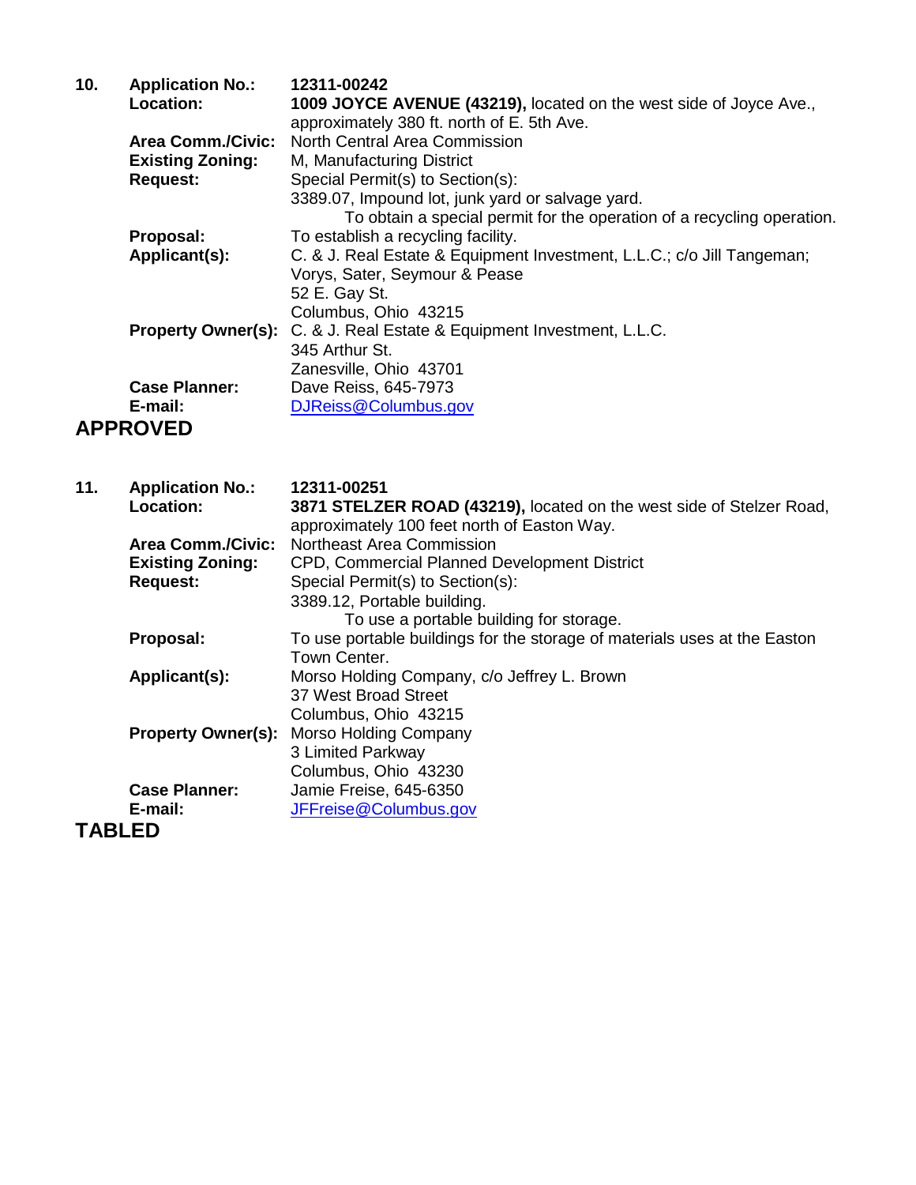**10. Application No.:** **12311-00242**

**Location:** **1009 JOYCE AVENUE (43219),** located on the west side of Joyce Ave., approximately 380 ft. north of E. 5th Ave.

**Area Comm./Civic:** North Central Area Commission

**Existing Zoning:** M, Manufacturing District

**Request:** Special Permit(s) to Section(s):
3389.07, Impound lot, junk yard or salvage yard.
To obtain a special permit for the operation of a recycling operation.

**Proposal:** To establish a recycling facility.

**Applicant(s):** C. & J. Real Estate & Equipment Investment, L.L.C.; c/o Jill Tangeman;
Vorys, Sater, Seymour & Pease
52 E. Gay St.
Columbus, Ohio 43215

**Property Owner(s):** C. & J. Real Estate & Equipment Investment, L.L.C.
345 Arthur St.
Zanesville, Ohio 43701

**Case Planner:** Dave Reiss, 645-7973

**E-mail:** DJReiss@Columbus.gov

## APPROVED

**11. Application No.:** **12311-00251**

**Location:** **3871 STELZER ROAD (43219),** located on the west side of Stelzer Road, approximately 100 feet north of Easton Way.

**Area Comm./Civic:** Northeast Area Commission

**Existing Zoning:** CPD, Commercial Planned Development District

**Request:** Special Permit(s) to Section(s):
3389.12, Portable building.
To use a portable building for storage.

**Proposal:** To use portable buildings for the storage of materials uses at the Easton Town Center.

**Applicant(s):** Morso Holding Company, c/o Jeffrey L. Brown
37 West Broad Street
Columbus, Ohio 43215

**Property Owner(s):** Morso Holding Company
3 Limited Parkway
Columbus, Ohio 43230

**Case Planner:** Jamie Freise, 645-6350

**E-mail:** JFFreise@Columbus.gov

## TABLED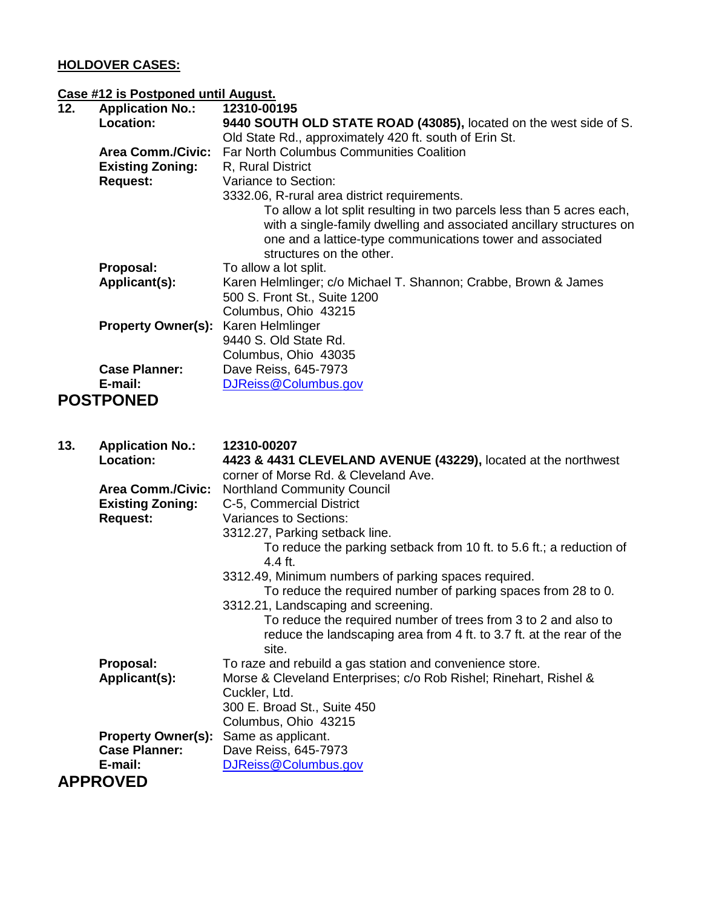**HOLDOVER CASES:**

**Case #12 is Postponed until August.**

**12. Application No.:** **12310-00195**

**Location:** **9440 SOUTH OLD STATE ROAD (43085),** located on the west side of S. Old State Rd., approximately 420 ft. south of Erin St.

**Area Comm./Civic:** Far North Columbus Communities Coalition

**Existing Zoning:** R, Rural District

**Request:** Variance to Section:

3332.06, R-rural area district requirements.

To allow a lot split resulting in two parcels less than 5 acres each, with a single-family dwelling and associated ancillary structures on one and a lattice-type communications tower and associated structures on the other.

**Proposal:** To allow a lot split.

**Applicant(s):** Karen Helmlinger; c/o Michael T. Shannon; Crabbe, Brown & James
500 S. Front St., Suite 1200
Columbus, Ohio 43215

**Property Owner(s):** Karen Helmlinger
9440 S. Old State Rd.
Columbus, Ohio 43035

**Case Planner:** Dave Reiss, 645-7973

**E-mail:** DJReiss@Columbus.gov

## POSTPONED

**13. Application No.:** **12310-00207**

**Location:** **4423 & 4431 CLEVELAND AVENUE (43229),** located at the northwest corner of Morse Rd. & Cleveland Ave.

**Area Comm./Civic:** Northland Community Council

**Existing Zoning:** C-5, Commercial District

**Request:** Variances to Sections:

3312.27, Parking setback line.

To reduce the parking setback from 10 ft. to 5.6 ft.; a reduction of 4.4 ft.

3312.49, Minimum numbers of parking spaces required.

To reduce the required number of parking spaces from 28 to 0.

3312.21, Landscaping and screening.

To reduce the required number of trees from 3 to 2 and also to reduce the landscaping area from 4 ft. to 3.7 ft. at the rear of the site.

**Proposal:** To raze and rebuild a gas station and convenience store.

**Applicant(s):** Morse & Cleveland Enterprises; c/o Rob Rishel; Rinehart, Rishel & Cuckler, Ltd.
300 E. Broad St., Suite 450
Columbus, Ohio 43215

**Property Owner(s):** Same as applicant.

**Case Planner:** Dave Reiss, 645-7973

**E-mail:** DJReiss@Columbus.gov

## APPROVED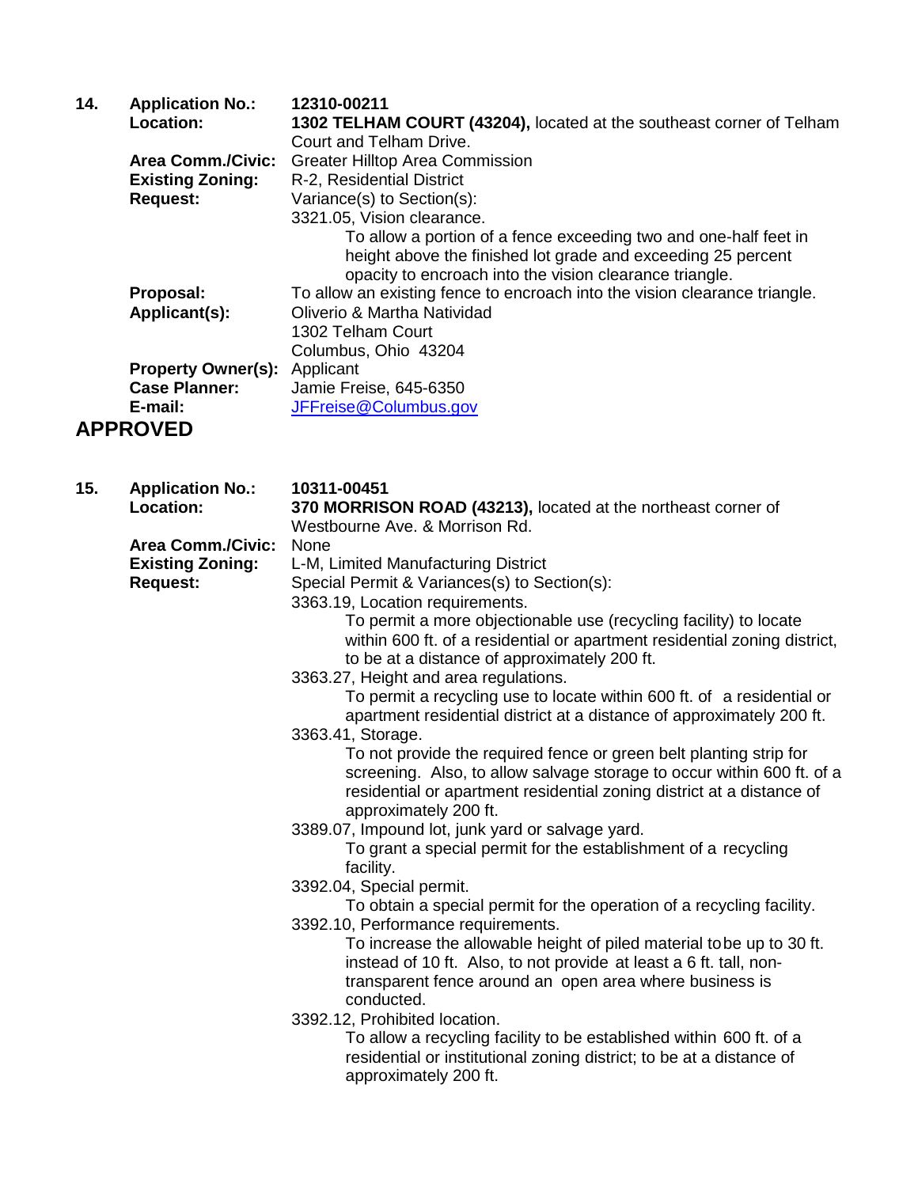**14. Application No.:** **12310-00211**

**Location:** **1302 TELHAM COURT (43204),** located at the southeast corner of Telham Court and Telham Drive.

**Area Comm./Civic:** Greater Hilltop Area Commission

**Existing Zoning:** R-2, Residential District

**Request:** Variance(s) to Section(s):

3321.05, Vision clearance.

To allow a portion of a fence exceeding two and one-half feet in height above the finished lot grade and exceeding 25 percent opacity to encroach into the vision clearance triangle.

**Proposal:** To allow an existing fence to encroach into the vision clearance triangle.

**Applicant(s):** Oliverio & Martha Natividad
1302 Telham Court
Columbus, Ohio 43204

**Property Owner(s):** Applicant

**Case Planner:** Jamie Freise, 645-6350

**E-mail:** JFFreise@Columbus.gov

## APPROVED

**15. Application No.:** **10311-00451**

**Location:** **370 MORRISON ROAD (43213),** located at the northeast corner of Westbourne Ave. & Morrison Rd.

**Area Comm./Civic:** None

**Existing Zoning:** L-M, Limited Manufacturing District

**Request:** Special Permit & Variances(s) to Section(s):

3363.19, Location requirements.

To permit a more objectionable use (recycling facility) to locate within 600 ft. of a residential or apartment residential zoning district, to be at a distance of approximately 200 ft.

3363.27, Height and area regulations.

To permit a recycling use to locate within 600 ft. of a residential or apartment residential district at a distance of approximately 200 ft.

3363.41, Storage.

To not provide the required fence or green belt planting strip for screening. Also, to allow salvage storage to occur within 600 ft. of a residential or apartment residential zoning district at a distance of approximately 200 ft.

3389.07, Impound lot, junk yard or salvage yard.

To grant a special permit for the establishment of a recycling facility.

3392.04, Special permit.

To obtain a special permit for the operation of a recycling facility.

3392.10, Performance requirements.

To increase the allowable height of piled material to be up to 30 ft. instead of 10 ft. Also, to not provide at least a 6 ft. tall, non-transparent fence around an open area where business is conducted.

3392.12, Prohibited location.

To allow a recycling facility to be established within 600 ft. of a residential or institutional zoning district; to be at a distance of approximately 200 ft.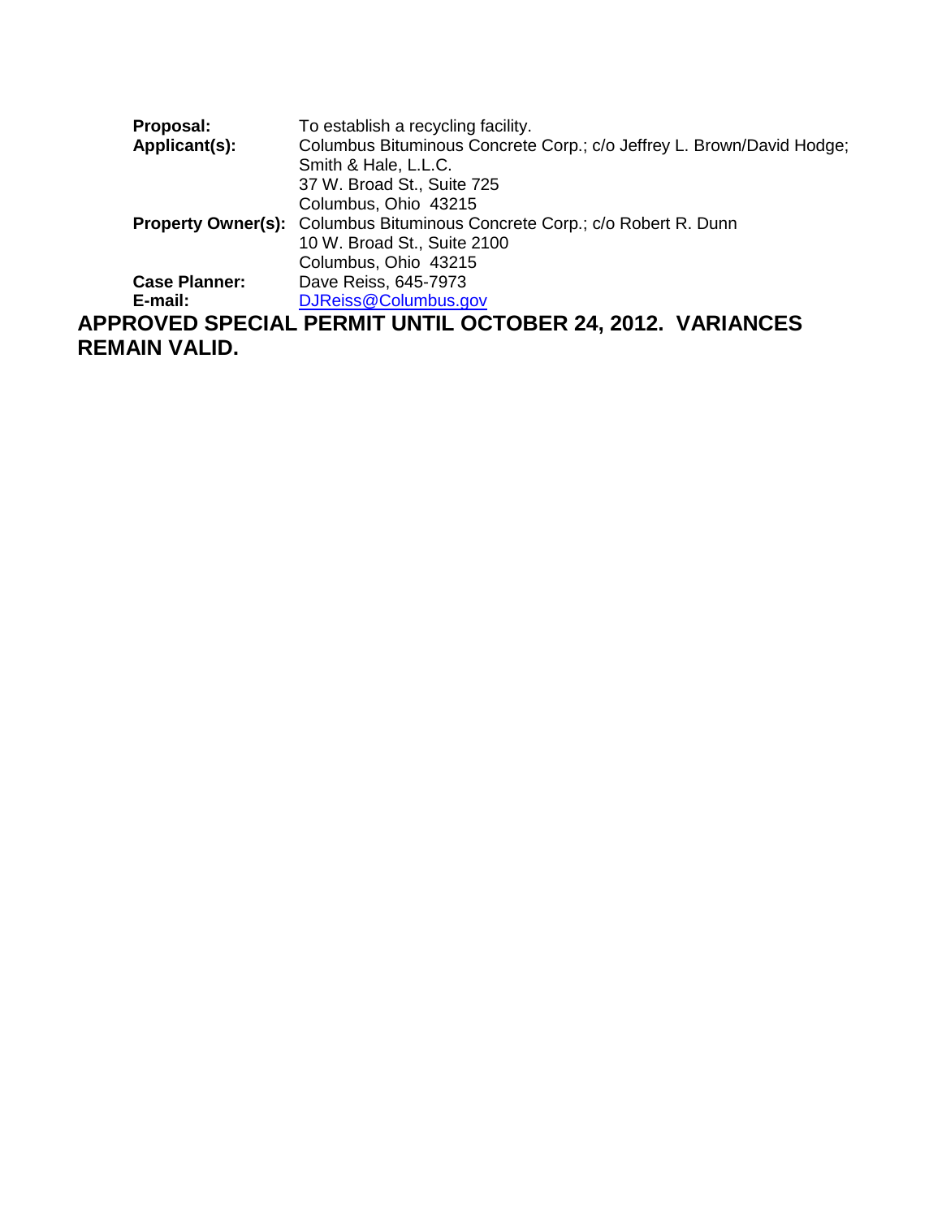**Proposal:** To establish a recycling facility.

**Applicant(s):** Columbus Bituminous Concrete Corp.; c/o Jeffrey L. Brown/David Hodge; Smith & Hale, L.L.C.
37 W. Broad St., Suite 725
Columbus, Ohio 43215

**Property Owner(s):** Columbus Bituminous Concrete Corp.; c/o Robert R. Dunn
10 W. Broad St., Suite 2100
Columbus, Ohio 43215

**Case Planner:** Dave Reiss, 645-7973

**E-mail:** DJReiss@Columbus.gov

**APPROVED SPECIAL PERMIT UNTIL OCTOBER 24, 2012. VARIANCES REMAIN VALID.**